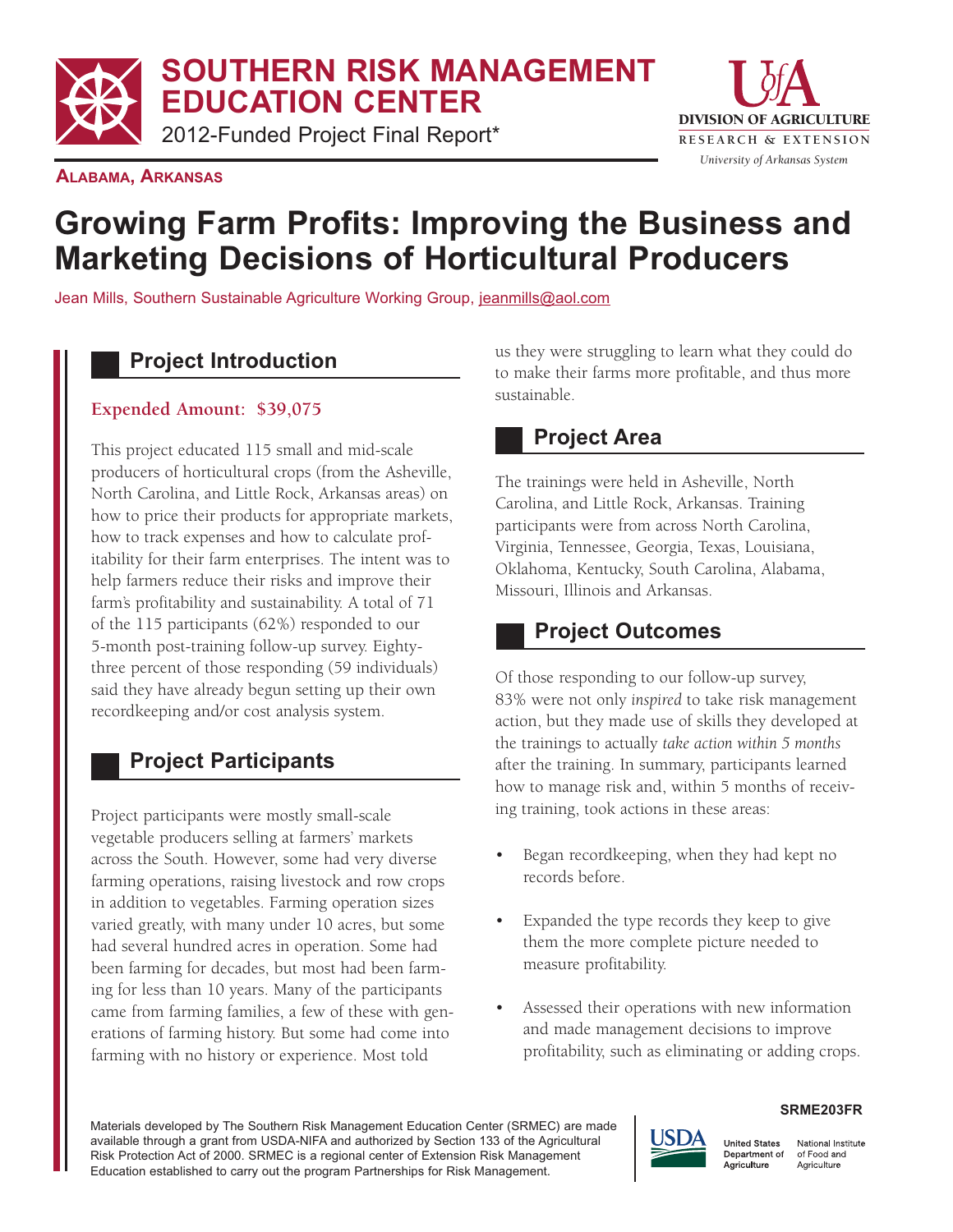# SOUTHERN RISK MANAGEMENT EDUCATION CENTER

2012-Funded Project Final Report*

**ALABAMA, ARKANSAS**

# Growing Farm Profits: Improving the Business and Marketing Decisions of Horticultural Producers

Jean Mills, Southern Sustainable Agriculture Working Group, jeanmills@aol.com

## Project Introduction

**Expended Amount: $39,075**

This project educated 115 small and mid-scale producers of horticultural crops (from the Asheville, North Carolina, and Little Rock, Arkansas areas) on how to price their products for appropriate markets, how to track expenses and how to calculate profitability for their farm enterprises. The intent was to help farmers reduce their risks and improve their farm's profitability and sustainability. A total of 71 of the 115 participants (62%) responded to our 5-month post-training follow-up survey. Eighty-three percent of those responding (59 individuals) said they have already begun setting up their own recordkeeping and/or cost analysis system.

## Project Participants

Project participants were mostly small-scale vegetable producers selling at farmers' markets across the South. However, some had very diverse farming operations, raising livestock and row crops in addition to vegetables. Farming operation sizes varied greatly, with many under 10 acres, but some had several hundred acres in operation. Some had been farming for decades, but most had been farming for less than 10 years. Many of the participants came from farming families, a few of these with generations of farming history. But some had come into farming with no history or experience. Most told us they were struggling to learn what they could do to make their farms more profitable, and thus more sustainable.

## Project Area

The trainings were held in Asheville, North Carolina, and Little Rock, Arkansas. Training participants were from across North Carolina, Virginia, Tennessee, Georgia, Texas, Louisiana, Oklahoma, Kentucky, South Carolina, Alabama, Missouri, Illinois and Arkansas.

## Project Outcomes

Of those responding to our follow-up survey, 83% were not only *inspired* to take risk management action, but they made use of skills they developed at the trainings to actually *take action within 5 months* after the training. In summary, participants learned how to manage risk and, within 5 months of receiving training, took actions in these areas:

- Began recordkeeping, when they had kept no records before.
- Expanded the type records they keep to give them the more complete picture needed to measure profitability.
- Assessed their operations with new information and made management decisions to improve profitability, such as eliminating or adding crops.

SRME203FR

Materials developed by The Southern Risk Management Education Center (SRMEC) are made available through a grant from USDA-NIFA and authorized by Section 133 of the Agricultural Risk Protection Act of 2000. SRMEC is a regional center of Extension Risk Management Education established to carry out the program Partnerships for Risk Management.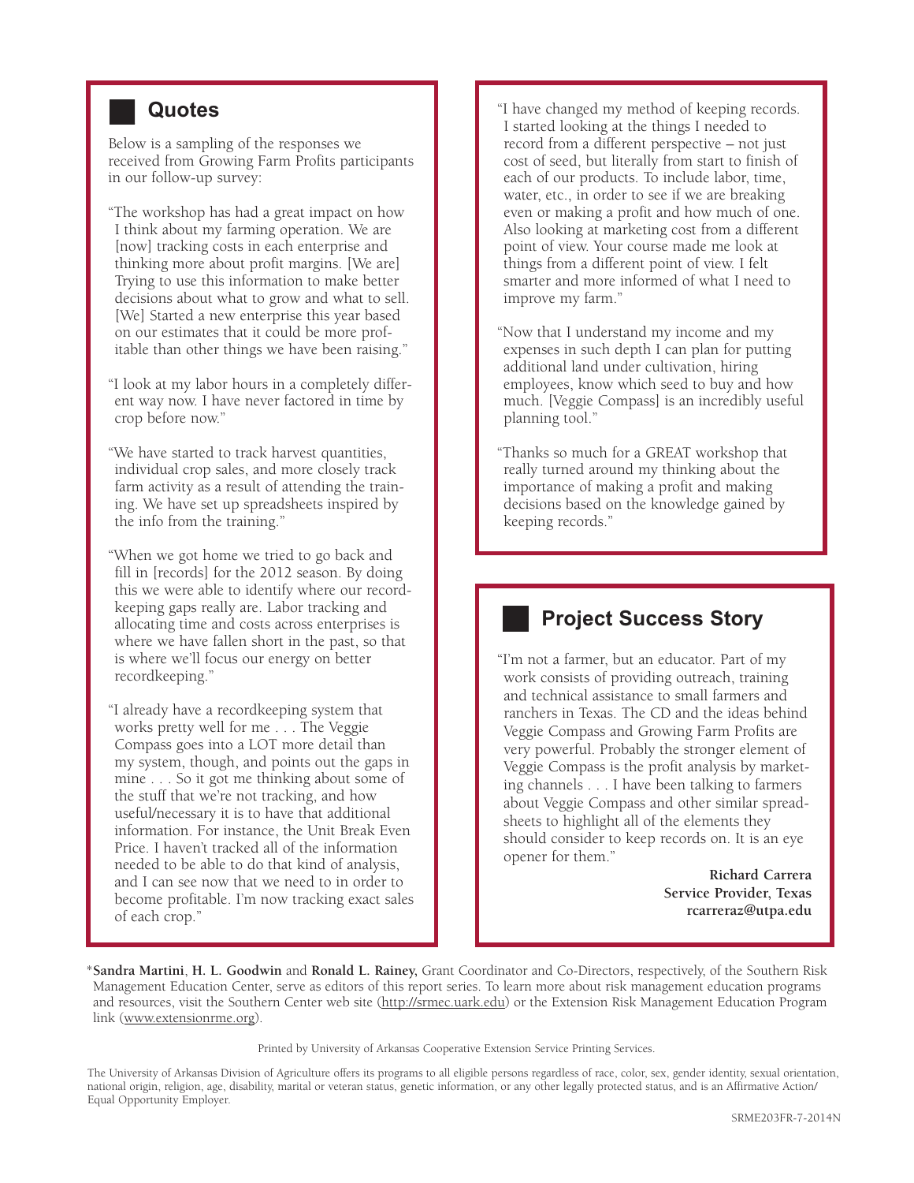## Quotes

Below is a sampling of the responses we received from Growing Farm Profits participants in our follow-up survey:

"The workshop has had a great impact on how I think about my farming operation. We are [now] tracking costs in each enterprise and thinking more about profit margins. [We are] Trying to use this information to make better decisions about what to grow and what to sell. [We] Started a new enterprise this year based on our estimates that it could be more profitable than other things we have been raising."

"I look at my labor hours in a completely different way now. I have never factored in time by crop before now."

"We have started to track harvest quantities, individual crop sales, and more closely track farm activity as a result of attending the training. We have set up spreadsheets inspired by the info from the training."

"When we got home we tried to go back and fill in [records] for the 2012 season. By doing this we were able to identify where our recordkeeping gaps really are. Labor tracking and allocating time and costs across enterprises is where we have fallen short in the past, so that is where we'll focus our energy on better recordkeeping."

"I already have a recordkeeping system that works pretty well for me . . . The Veggie Compass goes into a LOT more detail than my system, though, and points out the gaps in mine . . . So it got me thinking about some of the stuff that we're not tracking, and how useful/necessary it is to have that additional information. For instance, the Unit Break Even Price. I haven't tracked all of the information needed to be able to do that kind of analysis, and I can see now that we need to in order to become profitable. I'm now tracking exact sales of each crop."

"I have changed my method of keeping records. I started looking at the things I needed to record from a different perspective – not just cost of seed, but literally from start to finish of each of our products. To include labor, time, water, etc., in order to see if we are breaking even or making a profit and how much of one. Also looking at marketing cost from a different point of view. Your course made me look at things from a different point of view. I felt smarter and more informed of what I need to improve my farm."

"Now that I understand my income and my expenses in such depth I can plan for putting additional land under cultivation, hiring employees, know which seed to buy and how much. [Veggie Compass] is an incredibly useful planning tool."

"Thanks so much for a GREAT workshop that really turned around my thinking about the importance of making a profit and making decisions based on the knowledge gained by keeping records."

## Project Success Story

"I'm not a farmer, but an educator. Part of my work consists of providing outreach, training and technical assistance to small farmers and ranchers in Texas. The CD and the ideas behind Veggie Compass and Growing Farm Profits are very powerful. Probably the stronger element of Veggie Compass is the profit analysis by marketing channels . . . I have been talking to farmers about Veggie Compass and other similar spreadsheets to highlight all of the elements they should consider to keep records on. It is an eye opener for them."

**Richard Carrera**
**Service Provider, Texas**
**rcarreraz@utpa.edu**

*__Sandra Martini__, __H. L. Goodwin__ and __Ronald L. Rainey,__ Grant Coordinator and Co-Directors, respectively, of the Southern Risk Management Education Center, serve as editors of this report series. To learn more about risk management education programs and resources, visit the Southern Center web site (http://srmec.uark.edu) or the Extension Risk Management Education Program link (www.extensionrme.org).

Printed by University of Arkansas Cooperative Extension Service Printing Services.

The University of Arkansas Division of Agriculture offers its programs to all eligible persons regardless of race, color, sex, gender identity, sexual orientation, national origin, religion, age, disability, marital or veteran status, genetic information, or any other legally protected status, and is an Affirmative Action/Equal Opportunity Employer.

SRME203FR-7-2014N